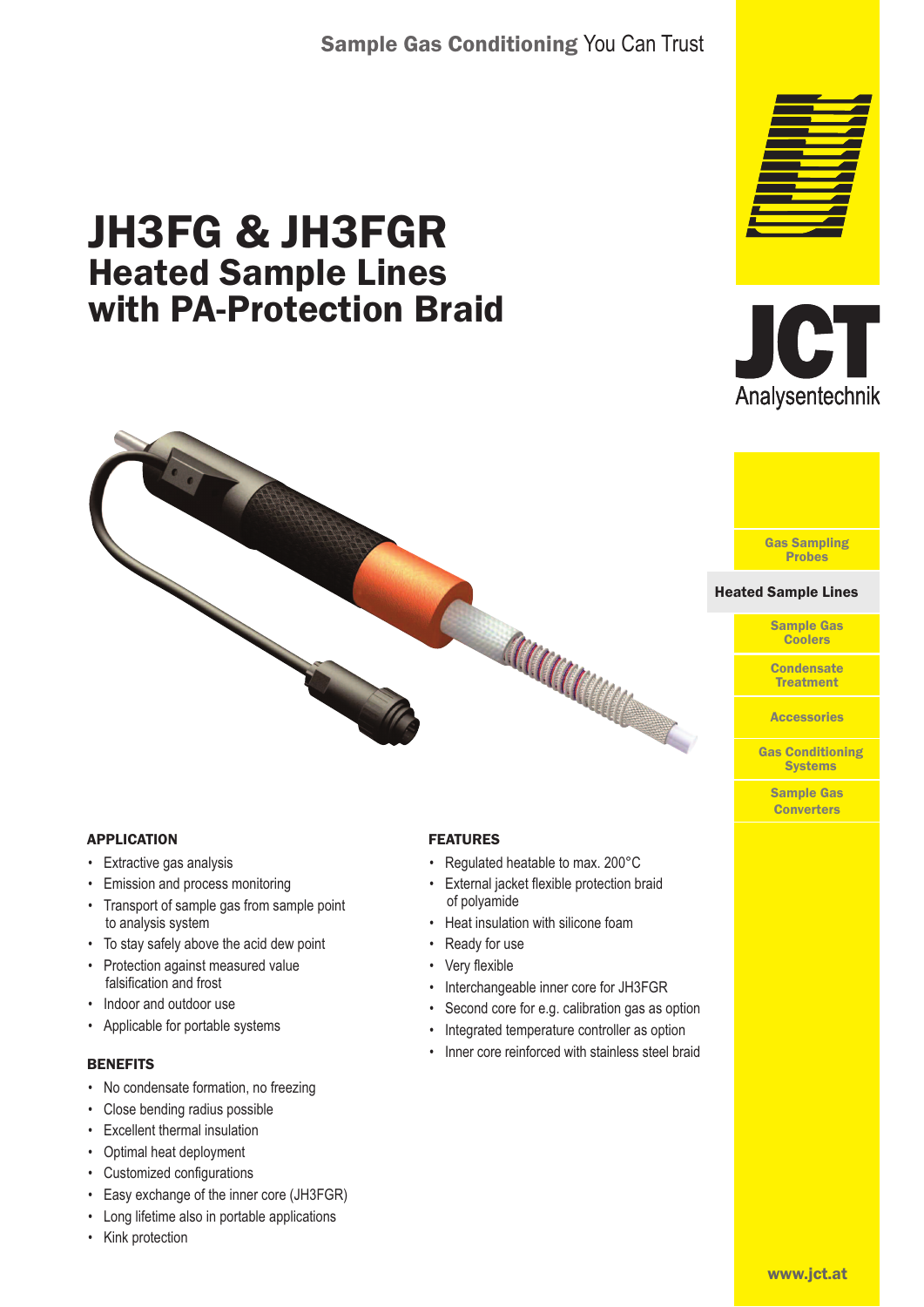Sample Gas Conditioning You Can Trust

# JH3FG & JH3FGR
## Heated Sample Lines with PA-Protection Braid

JCT Analysentechnik

- Gas Sampling Probes
- **Heated Sample Lines**
- Sample Gas Coolers
- Condensate Treatment
- Accessories
- Gas Conditioning Systems
- Sample Gas Converters

### APPLICATION

- Extractive gas analysis
- Emission and process monitoring
- Transport of sample gas from sample point to analysis system
- To stay safely above the acid dew point
- Protection against measured value falsification and frost
- Indoor and outdoor use
- Applicable for portable systems

### BENEFITS

- No condensate formation, no freezing
- Close bending radius possible
- Excellent thermal insulation
- Optimal heat deployment
- Customized configurations
- Easy exchange of the inner core (JH3FGR)
- Long lifetime also in portable applications
- Kink protection

### FEATURES

- Regulated heatable to max. 200°C
- External jacket flexible protection braid of polyamide
- Heat insulation with silicone foam
- Ready for use
- Very flexible
- Interchangeable inner core for JH3FGR
- Second core for e.g. calibration gas as option
- Integrated temperature controller as option
- Inner core reinforced with stainless steel braid

www.jct.at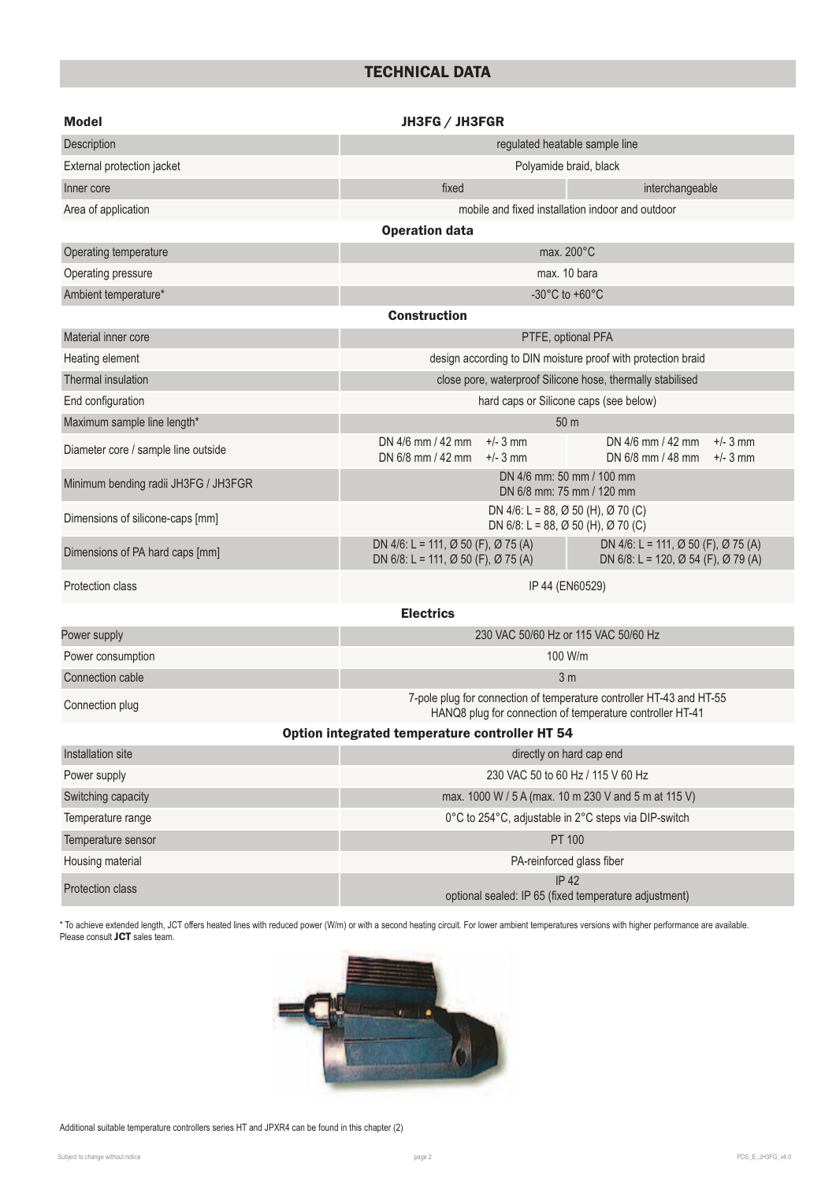# TECHNICAL DATA

| Model | JH3FG / JH3FGR | |
|---|---|---|
| Description | regulated heatable sample line | |
| External protection jacket | Polyamide braid, black | |
| Inner core | fixed | interchangeable |
| Area of application | mobile and fixed installation indoor and outdoor | |
| **Operation data** | | |
| Operating temperature | max. 200°C | |
| Operating pressure | max. 10 bara | |
| Ambient temperature* | -30°C to +60°C | |
| **Construction** | | |
| Material inner core | PTFE, optional PFA | |
| Heating element | design according to DIN moisture proof with protection braid | |
| Thermal insulation | close pore, waterproof Silicone hose, thermally stabilised | |
| End configuration | hard caps or Silicone caps (see below) | |
| Maximum sample line length* | 50 m | |
| Diameter core / sample line outside | DN 4/6 mm / 42 mm +/- 3 mm<br>DN 6/8 mm / 42 mm +/- 3 mm | DN 4/6 mm / 42 mm +/- 3 mm<br>DN 6/8 mm / 48 mm +/- 3 mm |
| Minimum bending radii JH3FG / JH3FGR | DN 4/6 mm: 50 mm / 100 mm<br>DN 6/8 mm: 75 mm / 120 mm | |
| Dimensions of silicone-caps [mm] | DN 4/6: L = 88, Ø 50 (H), Ø 70 (C)<br>DN 6/8: L = 88, Ø 50 (H), Ø 70 (C) | |
| Dimensions of PA hard caps [mm] | DN 4/6: L = 111, Ø 50 (F), Ø 75 (A)<br>DN 6/8: L = 111, Ø 50 (F), Ø 75 (A) | DN 4/6: L = 111, Ø 50 (F), Ø 75 (A)<br>DN 6/8: L = 120, Ø 54 (F), Ø 79 (A) |
| Protection class | IP 44 (EN60529) | |
| **Electrics** | | |
| Power supply | 230 VAC 50/60 Hz or 115 VAC 50/60 Hz | |
| Power consumption | 100 W/m | |
| Connection cable | 3 m | |
| Connection plug | 7-pole plug for connection of temperature controller HT-43 and HT-55<br>HANQ8 plug for connection of temperature controller HT-41 | |
| **Option integrated temperature controller HT 54** | | |
| Installation site | directly on hard cap end | |
| Power supply | 230 VAC 50 to 60 Hz / 115 V 60 Hz | |
| Switching capacity | max. 1000 W / 5 A (max. 10 m 230 V and 5 m at 115 V) | |
| Temperature range | 0°C to 254°C, adjustable in 2°C steps via DIP-switch | |
| Temperature sensor | PT 100 | |
| Housing material | PA-reinforced glass fiber | |
| Protection class | IP 42<br>optional sealed: IP 65 (fixed temperature adjustment) | |

* To achieve extended length, JCT offers heated lines with reduced power (W/m) or with a second heating circuit. For lower ambient temperatures versions with higher performance are available. Please consult **JCT** sales team.

Additional suitable temperature controllers series HT and JPXR4 can be found in this chapter (2)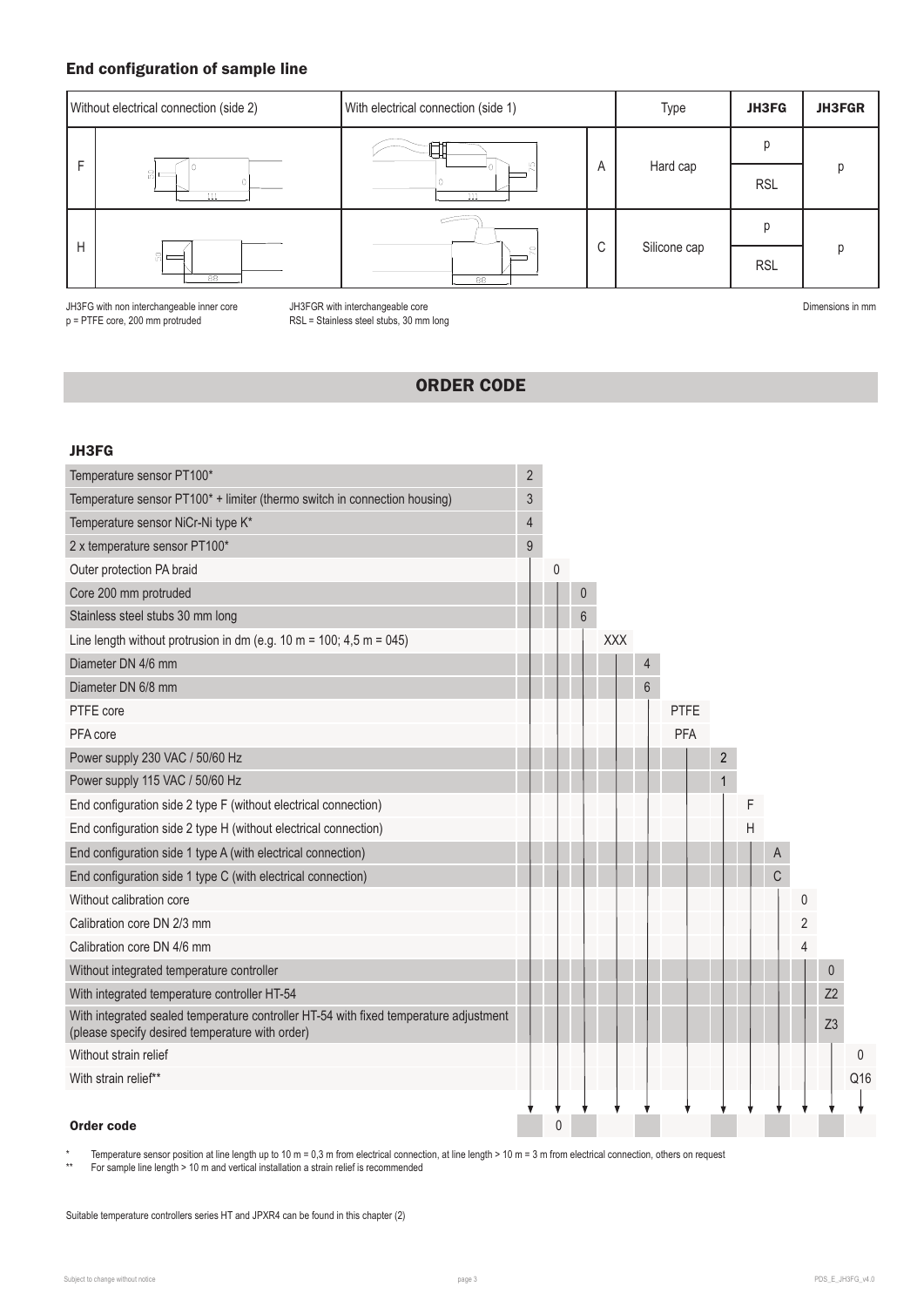### End configuration of sample line

| Without electrical connection (side 2) | | With electrical connection (side 1) | | Type | JH3FG | JH3FGR |
|---|---|---|---|---|---|---|
| F | | | A | Hard cap | p | p |
| | | | | | RSL | |
| H | | | C | Silicone cap | p | p |
| | | | | | RSL | |

JH3FG with non interchangeable inner core
p = PTFE core, 200 mm protruded

JH3FGR with interchangeable core
RSL = Stainless steel stubs, 30 mm long

Dimensions in mm

## ORDER CODE

### JH3FG

| | | | | | | | | | | | | |
|---|---|---|---|---|---|---|---|---|---|---|---|---|
| Temperature sensor PT100* | 2 | | | | | | | | | | | |
| Temperature sensor PT100* + limiter (thermo switch in connection housing) | 3 | | | | | | | | | | | |
| Temperature sensor NiCr-Ni type K* | 4 | | | | | | | | | | | |
| 2 x temperature sensor PT100* | 9 | | | | | | | | | | | |
| Outer protection PA braid | | 0 | | | | | | | | | | |
| Core 200 mm protruded | | | 0 | | | | | | | | | |
| Stainless steel stubs 30 mm long | | | 6 | | | | | | | | | |
| Line length without protrusion in dm (e.g. 10 m = 100; 4,5 m = 045) | | | | XXX | | | | | | | | |
| Diameter DN 4/6 mm | | | | | 4 | | | | | | | |
| Diameter DN 6/8 mm | | | | | 6 | | | | | | | |
| PTFE core | | | | | | PTFE | | | | | | |
| PFA core | | | | | | PFA | | | | | | |
| Power supply 230 VAC / 50/60 Hz | | | | | | | 2 | | | | | |
| Power supply 115 VAC / 50/60 Hz | | | | | | | 1 | | | | | |
| End configuration side 2 type F (without electrical connection) | | | | | | | | F | | | | |
| End configuration side 2 type H (without electrical connection) | | | | | | | | H | | | | |
| End configuration side 1 type A (with electrical connection) | | | | | | | | | A | | | |
| End configuration side 1 type C (with electrical connection) | | | | | | | | | C | | | |
| Without calibration core | | | | | | | | | | 0 | | |
| Calibration core DN 2/3 mm | | | | | | | | | | 2 | | |
| Calibration core DN 4/6 mm | | | | | | | | | | 4 | | |
| Without integrated temperature controller | | | | | | | | | | | 0 | |
| With integrated temperature controller HT-54 | | | | | | | | | | | Z2 | |
| With integrated sealed temperature controller HT-54 with fixed temperature adjustment (please specify desired temperature with order) | | | | | | | | | | | Z3 | |
| Without strain relief | | | | | | | | | | | | 0 |
| With strain relief** | | | | | | | | | | | | Q16 |
| **Order code** | | 0 | | | | | | | | | | |

\* Temperature sensor position at line length up to 10 m = 0,3 m from electrical connection, at line length > 10 m = 3 m from electrical connection, others on request

\*\* For sample line length > 10 m and vertical installation a strain relief is recommended

Suitable temperature controllers series HT and JPXR4 can be found in this chapter (2)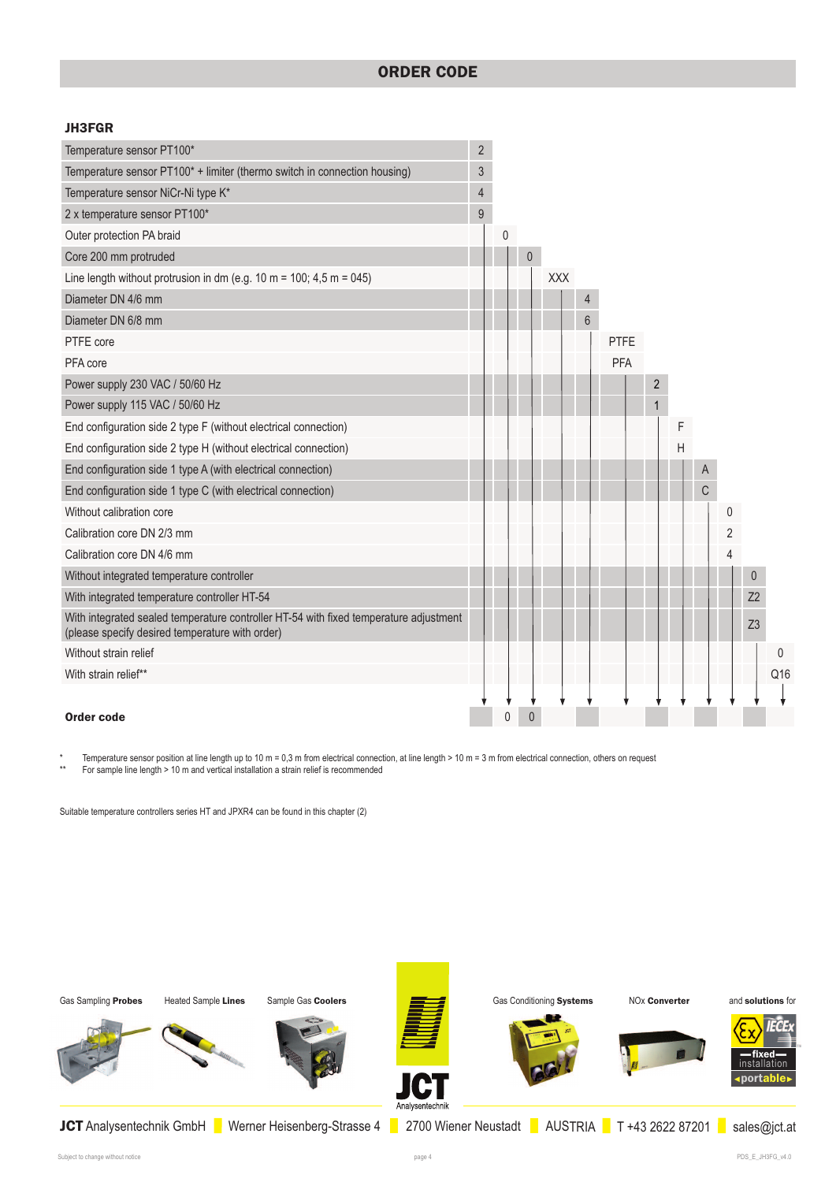## ORDER CODE

### JH3FGR

| | | | | | | | | | | | | | |
|---|---|---|---|---|---|---|---|---|---|---|---|---|---|
| Temperature sensor PT100* | 2 | | | | | | | | | | | | |
| Temperature sensor PT100* + limiter (thermo switch in connection housing) | 3 | | | | | | | | | | | | |
| Temperature sensor NiCr-Ni type K* | 4 | | | | | | | | | | | | |
| 2 x temperature sensor PT100* | 9 | | | | | | | | | | | | |
| Outer protection PA braid | | 0 | | | | | | | | | | | |
| Core 200 mm protruded | | | 0 | | | | | | | | | | |
| Line length without protrusion in dm (e.g. 10 m = 100; 4,5 m = 045) | | | | XXX | | | | | | | | | |
| Diameter DN 4/6 mm | | | | | 4 | | | | | | | | |
| Diameter DN 6/8 mm | | | | | 6 | | | | | | | | |
| PTFE core | | | | | | PTFE | | | | | | | |
| PFA core | | | | | | PFA | | | | | | | |
| Power supply 230 VAC / 50/60 Hz | | | | | | | 2 | | | | | | |
| Power supply 115 VAC / 50/60 Hz | | | | | | | 1 | | | | | | |
| End configuration side 2 type F (without electrical connection) | | | | | | | | F | | | | | |
| End configuration side 2 type H (without electrical connection) | | | | | | | | H | | | | | |
| End configuration side 1 type A (with electrical connection) | | | | | | | | | A | | | | |
| End configuration side 1 type C (with electrical connection) | | | | | | | | | C | | | | |
| Without calibration core | | | | | | | | | | 0 | | | |
| Calibration core DN 2/3 mm | | | | | | | | | | 2 | | | |
| Calibration core DN 4/6 mm | | | | | | | | | | 4 | | | |
| Without integrated temperature controller | | | | | | | | | | | 0 | | |
| With integrated temperature controller HT-54 | | | | | | | | | | | Z2 | | |
| With integrated sealed temperature controller HT-54 with fixed temperature adjustment (please specify desired temperature with order) | | | | | | | | | | | Z3 | | |
| Without strain relief | | | | | | | | | | | | 0 | |
| With strain relief** | | | | | | | | | | | | Q16 | |
| **Order code** | | 0 | 0 | | | | | | | | | | |

\* Temperature sensor position at line length up to 10 m = 0,3 m from electrical connection, at line length > 10 m = 3 m from electrical connection, others on request

\*\* For sample line length > 10 m and vertical installation a strain relief is recommended

Suitable temperature controllers series HT and JPXR4 can be found in this chapter (2)

Gas Sampling **Probes** Heated Sample **Lines** Sample Gas **Coolers** Gas Conditioning **Systems** NOx **Converter** and **solutions** for

**JCT** Analysentechnik GmbH | Werner Heisenberg-Strasse 4 | 2700 Wiener Neustadt | AUSTRIA | T +43 2622 87201 | sales@jct.at

Subject to change without notice PDS_E_JH3FG_v4.0